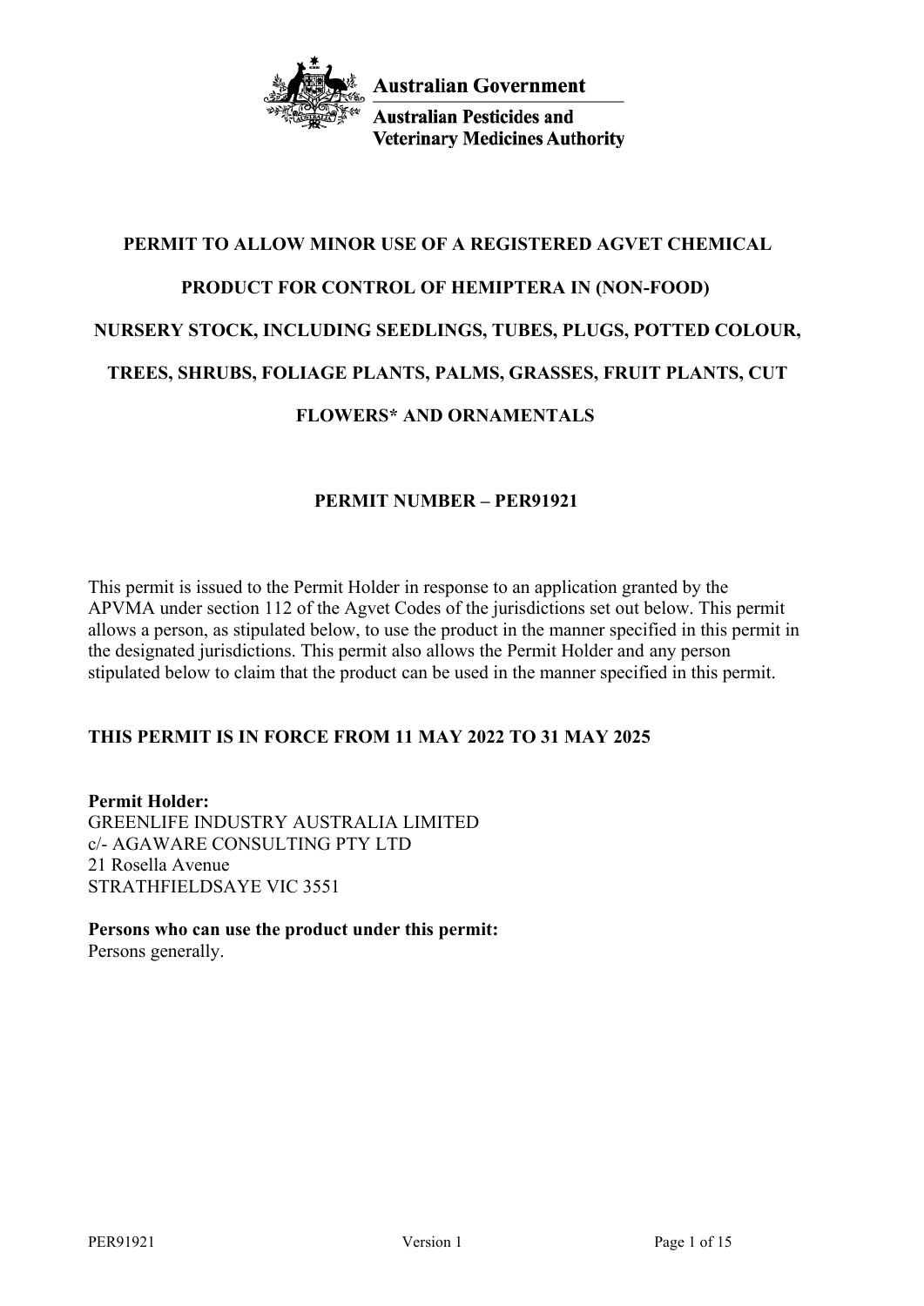Australian Government

Australian Pesticides and Veterinary Medicines Authority

# PERMIT TO ALLOW MINOR USE OF A REGISTERED AGVET CHEMICAL PRODUCT FOR CONTROL OF HEMIPTERA IN (NON-FOOD) NURSERY STOCK, INCLUDING SEEDLINGS, TUBES, PLUGS, POTTED COLOUR, TREES, SHRUBS, FOLIAGE PLANTS, PALMS, GRASSES, FRUIT PLANTS, CUT FLOWERS* AND ORNAMENTALS

## PERMIT NUMBER – PER91921

This permit is issued to the Permit Holder in response to an application granted by the APVMA under section 112 of the Agvet Codes of the jurisdictions set out below. This permit allows a person, as stipulated below, to use the product in the manner specified in this permit in the designated jurisdictions. This permit also allows the Permit Holder and any person stipulated below to claim that the product can be used in the manner specified in this permit.

**THIS PERMIT IS IN FORCE FROM 11 MAY 2022 TO 31 MAY 2025**

**Permit Holder:**
GREENLIFE INDUSTRY AUSTRALIA LIMITED
c/- AGAWARE CONSULTING PTY LTD
21 Rosella Avenue
STRATHFIELDSAYE VIC 3551

**Persons who can use the product under this permit:**
Persons generally.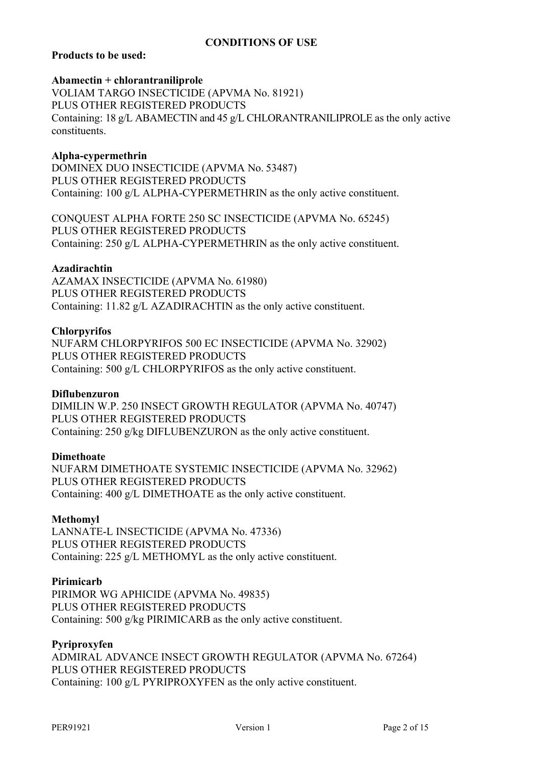## CONDITIONS OF USE

**Products to be used:**

**Abamectin + chlorantraniliprole**
VOLIAM TARGO INSECTICIDE (APVMA No. 81921)
PLUS OTHER REGISTERED PRODUCTS
Containing: 18 g/L ABAMECTIN and 45 g/L CHLORANTRANILIPROLE as the only active constituents.

**Alpha-cypermethrin**
DOMINEX DUO INSECTICIDE (APVMA No. 53487)
PLUS OTHER REGISTERED PRODUCTS
Containing: 100 g/L ALPHA-CYPERMETHRIN as the only active constituent.

CONQUEST ALPHA FORTE 250 SC INSECTICIDE (APVMA No. 65245)
PLUS OTHER REGISTERED PRODUCTS
Containing: 250 g/L ALPHA-CYPERMETHRIN as the only active constituent.

**Azadirachtin**
AZAMAX INSECTICIDE (APVMA No. 61980)
PLUS OTHER REGISTERED PRODUCTS
Containing: 11.82 g/L AZADIRACHTIN as the only active constituent.

**Chlorpyrifos**
NUFARM CHLORPYRIFOS 500 EC INSECTICIDE (APVMA No. 32902)
PLUS OTHER REGISTERED PRODUCTS
Containing: 500 g/L CHLORPYRIFOS as the only active constituent.

**Diflubenzuron**
DIMILIN W.P. 250 INSECT GROWTH REGULATOR (APVMA No. 40747)
PLUS OTHER REGISTERED PRODUCTS
Containing: 250 g/kg DIFLUBENZURON as the only active constituent.

**Dimethoate**
NUFARM DIMETHOATE SYSTEMIC INSECTICIDE (APVMA No. 32962)
PLUS OTHER REGISTERED PRODUCTS
Containing: 400 g/L DIMETHOATE as the only active constituent.

**Methomyl**
LANNATE-L INSECTICIDE (APVMA No. 47336)
PLUS OTHER REGISTERED PRODUCTS
Containing: 225 g/L METHOMYL as the only active constituent.

**Pirimicarb**
PIRIMOR WG APHICIDE (APVMA No. 49835)
PLUS OTHER REGISTERED PRODUCTS
Containing: 500 g/kg PIRIMICARB as the only active constituent.

**Pyriproxyfen**
ADMIRAL ADVANCE INSECT GROWTH REGULATOR (APVMA No. 67264)
PLUS OTHER REGISTERED PRODUCTS
Containing: 100 g/L PYRIPROXYFEN as the only active constituent.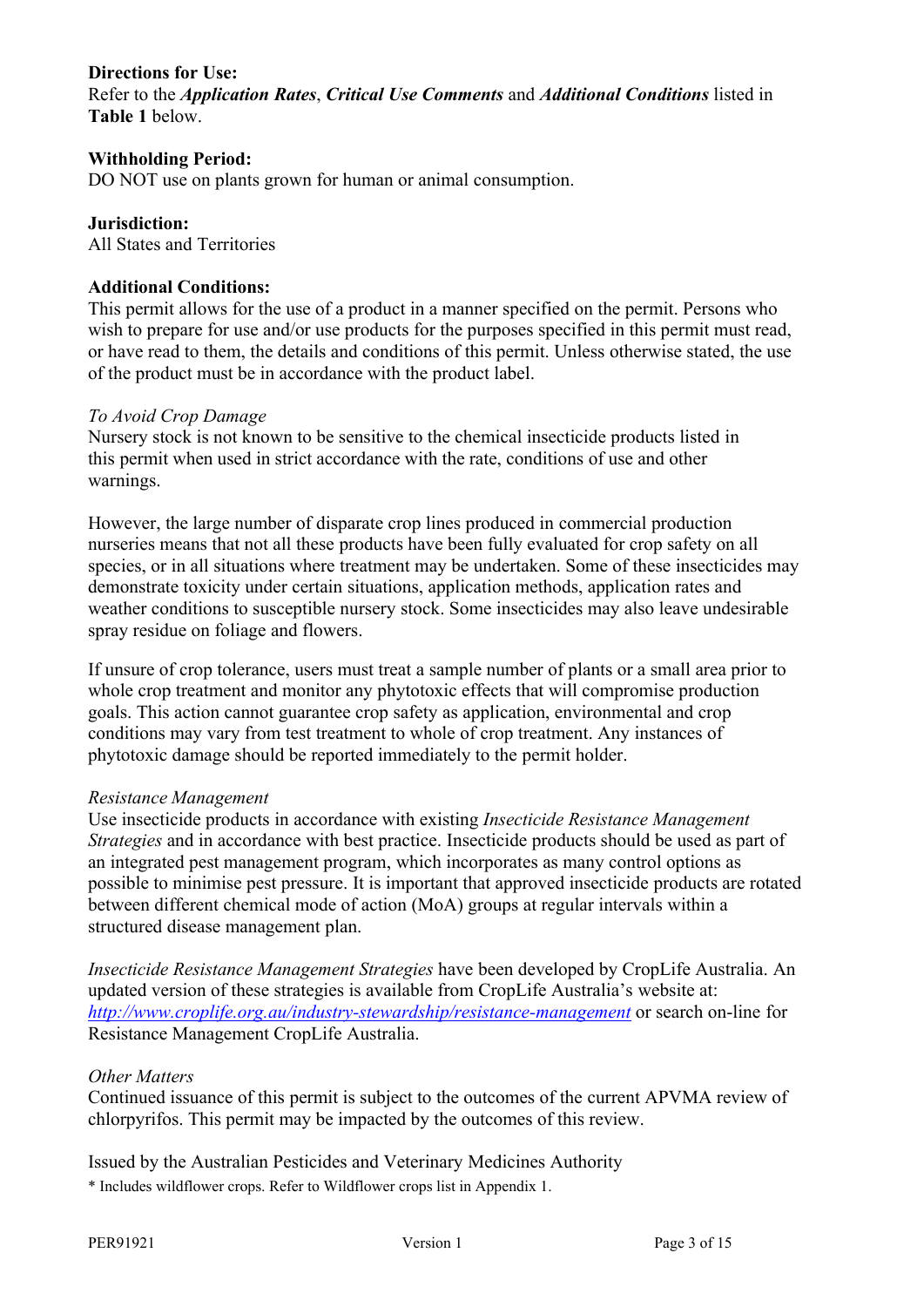**Directions for Use:**
Refer to the ***Application Rates***, ***Critical Use Comments*** and ***Additional Conditions*** listed in **Table 1** below.

**Withholding Period:**
DO NOT use on plants grown for human or animal consumption.

**Jurisdiction:**
All States and Territories

**Additional Conditions:**
This permit allows for the use of a product in a manner specified on the permit. Persons who wish to prepare for use and/or use products for the purposes specified in this permit must read, or have read to them, the details and conditions of this permit. Unless otherwise stated, the use of the product must be in accordance with the product label.

*To Avoid Crop Damage*
Nursery stock is not known to be sensitive to the chemical insecticide products listed in this permit when used in strict accordance with the rate, conditions of use and other warnings.

However, the large number of disparate crop lines produced in commercial production nurseries means that not all these products have been fully evaluated for crop safety on all species, or in all situations where treatment may be undertaken. Some of these insecticides may demonstrate toxicity under certain situations, application methods, application rates and weather conditions to susceptible nursery stock. Some insecticides may also leave undesirable spray residue on foliage and flowers.

If unsure of crop tolerance, users must treat a sample number of plants or a small area prior to whole crop treatment and monitor any phytotoxic effects that will compromise production goals. This action cannot guarantee crop safety as application, environmental and crop conditions may vary from test treatment to whole of crop treatment. Any instances of phytotoxic damage should be reported immediately to the permit holder.

*Resistance Management*
Use insecticide products in accordance with existing *Insecticide Resistance Management Strategies* and in accordance with best practice. Insecticide products should be used as part of an integrated pest management program, which incorporates as many control options as possible to minimise pest pressure. It is important that approved insecticide products are rotated between different chemical mode of action (MoA) groups at regular intervals within a structured disease management plan.

*Insecticide Resistance Management Strategies* have been developed by CropLife Australia. An updated version of these strategies is available from CropLife Australia's website at: http://www.croplife.org.au/industry-stewardship/resistance-management or search on-line for Resistance Management CropLife Australia.

*Other Matters*
Continued issuance of this permit is subject to the outcomes of the current APVMA review of chlorpyrifos. This permit may be impacted by the outcomes of this review.

Issued by the Australian Pesticides and Veterinary Medicines Authority

\* Includes wildflower crops. Refer to Wildflower crops list in Appendix 1.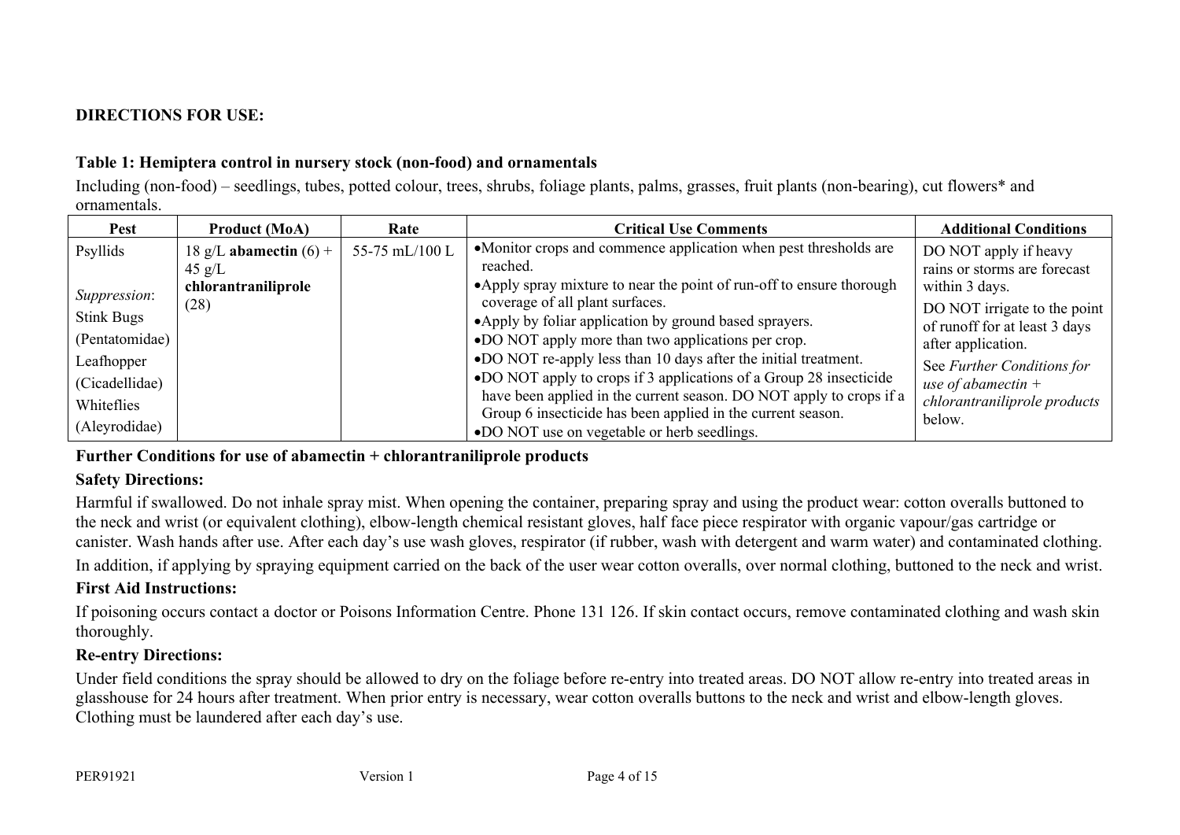**DIRECTIONS FOR USE:**

**Table 1: Hemiptera control in nursery stock (non-food) and ornamentals**

Including (non-food) – seedlings, tubes, potted colour, trees, shrubs, foliage plants, palms, grasses, fruit plants (non-bearing), cut flowers* and ornamentals.

| Pest | Product (MoA) | Rate | Critical Use Comments | Additional Conditions |
|---|---|---|---|---|
| Psyllids<br><br>*Suppression*:<br>Stink Bugs<br>(Pentatomidae)<br>Leafhopper<br>(Cicadellidae)<br>Whiteflies<br>(Aleyrodidae) | 18 g/L **abamectin** (6) + 45 g/L **chlorantraniliprole** (28) | 55-75 mL/100 L | •Monitor crops and commence application when pest thresholds are reached.<br>•Apply spray mixture to near the point of run-off to ensure thorough coverage of all plant surfaces.<br>•Apply by foliar application by ground based sprayers.<br>•DO NOT apply more than two applications per crop.<br>•DO NOT re-apply less than 10 days after the initial treatment.<br>•DO NOT apply to crops if 3 applications of a Group 28 insecticide have been applied in the current season. DO NOT apply to crops if a Group 6 insecticide has been applied in the current season.<br>•DO NOT use on vegetable or herb seedlings. | DO NOT apply if heavy rains or storms are forecast within 3 days.<br>DO NOT irrigate to the point of runoff for at least 3 days after application.<br>See *Further Conditions for use of abamectin + chlorantraniliprole products* below. |

**Further Conditions for use of abamectin + chlorantraniliprole products**

**Safety Directions:**

Harmful if swallowed. Do not inhale spray mist. When opening the container, preparing spray and using the product wear: cotton overalls buttoned to the neck and wrist (or equivalent clothing), elbow-length chemical resistant gloves, half face piece respirator with organic vapour/gas cartridge or canister. Wash hands after use. After each day's use wash gloves, respirator (if rubber, wash with detergent and warm water) and contaminated clothing.

In addition, if applying by spraying equipment carried on the back of the user wear cotton overalls, over normal clothing, buttoned to the neck and wrist.

**First Aid Instructions:**

If poisoning occurs contact a doctor or Poisons Information Centre. Phone 131 126. If skin contact occurs, remove contaminated clothing and wash skin thoroughly.

**Re-entry Directions:**

Under field conditions the spray should be allowed to dry on the foliage before re-entry into treated areas. DO NOT allow re-entry into treated areas in glasshouse for 24 hours after treatment. When prior entry is necessary, wear cotton overalls buttons to the neck and wrist and elbow-length gloves. Clothing must be laundered after each day's use.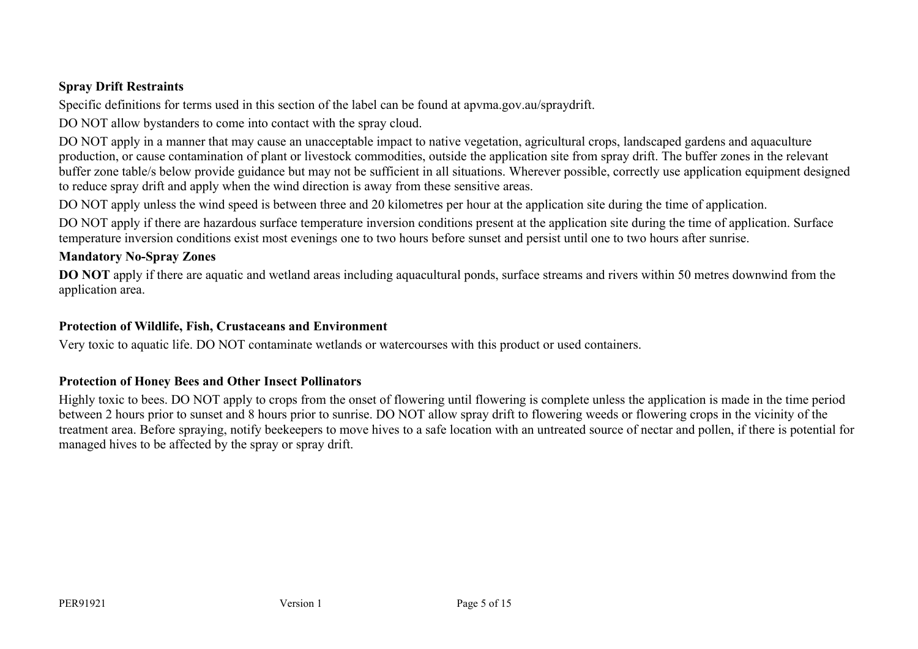**Spray Drift Restraints**

Specific definitions for terms used in this section of the label can be found at apvma.gov.au/spraydrift.

DO NOT allow bystanders to come into contact with the spray cloud.

DO NOT apply in a manner that may cause an unacceptable impact to native vegetation, agricultural crops, landscaped gardens and aquaculture production, or cause contamination of plant or livestock commodities, outside the application site from spray drift. The buffer zones in the relevant buffer zone table/s below provide guidance but may not be sufficient in all situations. Wherever possible, correctly use application equipment designed to reduce spray drift and apply when the wind direction is away from these sensitive areas.

DO NOT apply unless the wind speed is between three and 20 kilometres per hour at the application site during the time of application.

DO NOT apply if there are hazardous surface temperature inversion conditions present at the application site during the time of application. Surface temperature inversion conditions exist most evenings one to two hours before sunset and persist until one to two hours after sunrise.

**Mandatory No-Spray Zones**

**DO NOT** apply if there are aquatic and wetland areas including aquacultural ponds, surface streams and rivers within 50 metres downwind from the application area.

**Protection of Wildlife, Fish, Crustaceans and Environment**

Very toxic to aquatic life. DO NOT contaminate wetlands or watercourses with this product or used containers.

**Protection of Honey Bees and Other Insect Pollinators**

Highly toxic to bees. DO NOT apply to crops from the onset of flowering until flowering is complete unless the application is made in the time period between 2 hours prior to sunset and 8 hours prior to sunrise. DO NOT allow spray drift to flowering weeds or flowering crops in the vicinity of the treatment area. Before spraying, notify beekeepers to move hives to a safe location with an untreated source of nectar and pollen, if there is potential for managed hives to be affected by the spray or spray drift.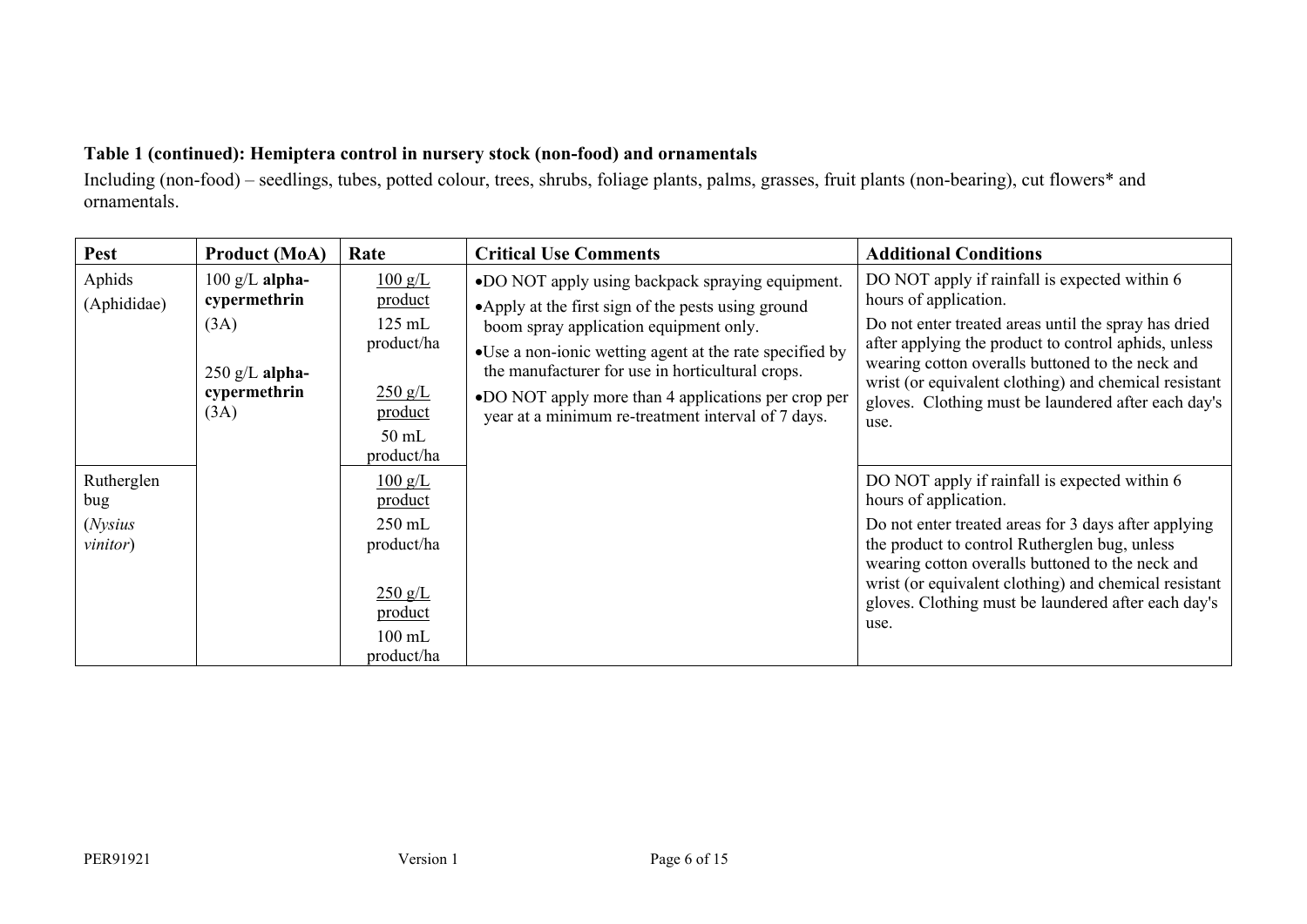**Table 1 (continued): Hemiptera control in nursery stock (non-food) and ornamentals**

Including (non-food) – seedlings, tubes, potted colour, trees, shrubs, foliage plants, palms, grasses, fruit plants (non-bearing), cut flowers* and ornamentals.

| Pest | Product (MoA) | Rate | Critical Use Comments | Additional Conditions |
|---|---|---|---|---|
| Aphids (Aphididae) | 100 g/L **alpha-cypermethrin** (3A)<br><br>250 g/L **alpha-cypermethrin** (3A) | <u>100 g/L product</u><br>125 mL product/ha<br><br><u>250 g/L product</u><br>50 mL product/ha | • DO NOT apply using backpack spraying equipment.<br>• Apply at the first sign of the pests using ground boom spray application equipment only.<br>• Use a non-ionic wetting agent at the rate specified by the manufacturer for use in horticultural crops.<br>• DO NOT apply more than 4 applications per crop per year at a minimum re-treatment interval of 7 days. | DO NOT apply if rainfall is expected within 6 hours of application.<br>Do not enter treated areas until the spray has dried after applying the product to control aphids, unless wearing cotton overalls buttoned to the neck and wrist (or equivalent clothing) and chemical resistant gloves. Clothing must be laundered after each day's use. |
| Rutherglen bug (*Nysius vinitor*) | | <u>100 g/L product</u><br>250 mL product/ha<br><br><u>250 g/L product</u><br>100 mL product/ha | | DO NOT apply if rainfall is expected within 6 hours of application.<br>Do not enter treated areas for 3 days after applying the product to control Rutherglen bug, unless wearing cotton overalls buttoned to the neck and wrist (or equivalent clothing) and chemical resistant gloves. Clothing must be laundered after each day's use. |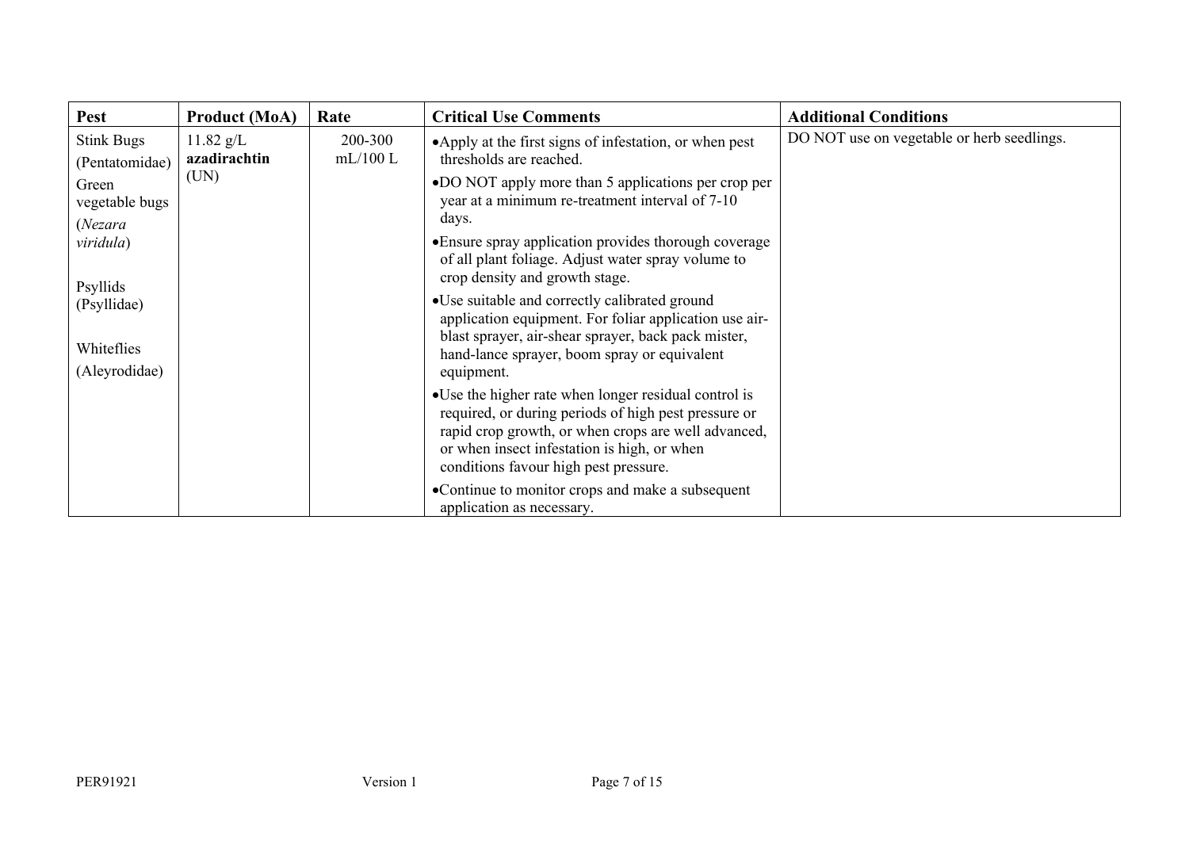| Pest | Product (MoA) | Rate | Critical Use Comments | Additional Conditions |
|---|---|---|---|---|
| Stink Bugs (Pentatomidae)<br>Green vegetable bugs (*Nezara viridula*)<br><br>Psyllids (Psyllidae)<br><br>Whiteflies (Aleyrodidae) | 11.82 g/L **azadirachtin** (UN) | 200-300 mL/100 L | • Apply at the first signs of infestation, or when pest thresholds are reached.<br>• DO NOT apply more than 5 applications per crop per year at a minimum re-treatment interval of 7-10 days.<br>• Ensure spray application provides thorough coverage of all plant foliage. Adjust water spray volume to crop density and growth stage.<br>• Use suitable and correctly calibrated ground application equipment. For foliar application use air-blast sprayer, air-shear sprayer, back pack mister, hand-lance sprayer, boom spray or equivalent equipment.<br>• Use the higher rate when longer residual control is required, or during periods of high pest pressure or rapid crop growth, or when crops are well advanced, or when insect infestation is high, or when conditions favour high pest pressure.<br>• Continue to monitor crops and make a subsequent application as necessary. | DO NOT use on vegetable or herb seedlings. |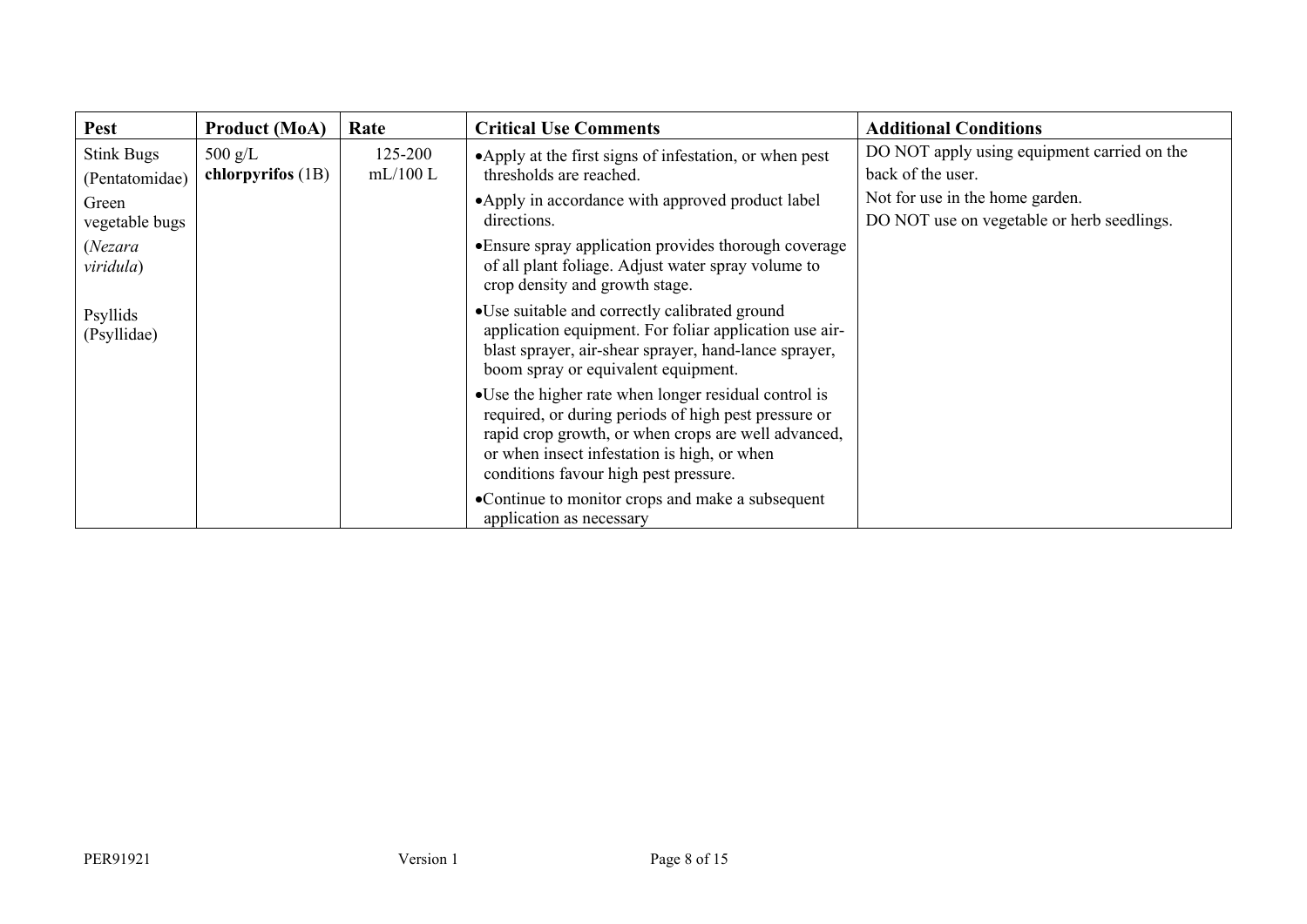| Pest | Product (MoA) | Rate | Critical Use Comments | Additional Conditions |
|---|---|---|---|---|
| Stink Bugs (Pentatomidae)<br>Green vegetable bugs (*Nezara viridula*)<br><br>Psyllids (Psyllidae) | 500 g/L **chlorpyrifos** (1B) | 125-200 mL/100 L | • Apply at the first signs of infestation, or when pest thresholds are reached.<br>• Apply in accordance with approved product label directions.<br>• Ensure spray application provides thorough coverage of all plant foliage. Adjust water spray volume to crop density and growth stage.<br>• Use suitable and correctly calibrated ground application equipment. For foliar application use air-blast sprayer, air-shear sprayer, hand-lance sprayer, boom spray or equivalent equipment.<br>• Use the higher rate when longer residual control is required, or during periods of high pest pressure or rapid crop growth, or when crops are well advanced, or when insect infestation is high, or when conditions favour high pest pressure.<br>• Continue to monitor crops and make a subsequent application as necessary | DO NOT apply using equipment carried on the back of the user.<br>Not for use in the home garden.<br>DO NOT use on vegetable or herb seedlings. |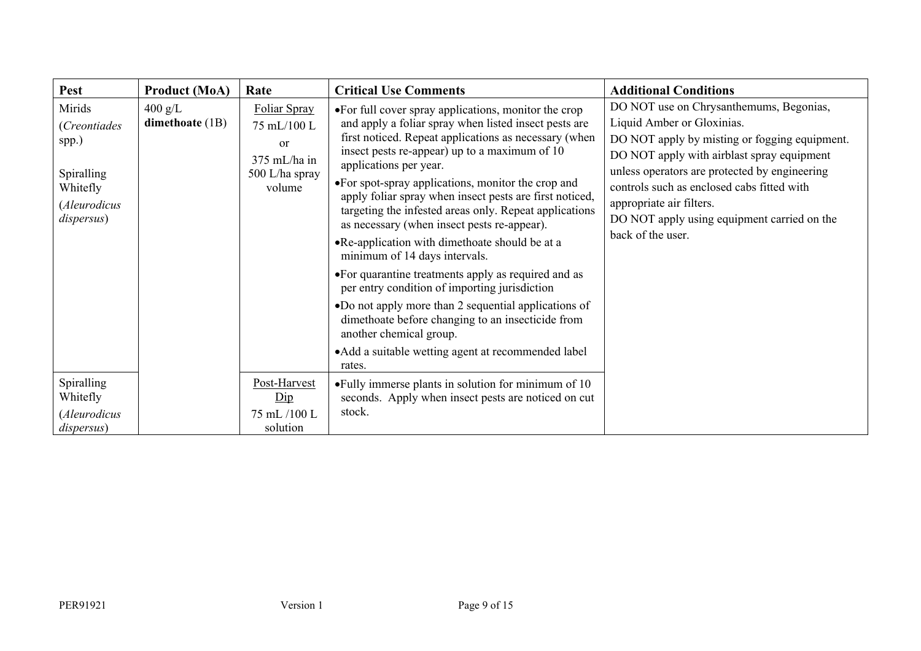| Pest | Product (MoA) | Rate | Critical Use Comments | Additional Conditions |
|---|---|---|---|---|
| Mirids (*Creontiades* spp.)<br><br>Spiralling Whitefly (*Aleurodicus dispersus*) | 400 g/L **dimethoate** (1B) | Foliar Spray<br>75 mL/100 L<br>or<br>375 mL/ha in 500 L/ha spray volume | • For full cover spray applications, monitor the crop and apply a foliar spray when listed insect pests are first noticed. Repeat applications as necessary (when insect pests re-appear) up to a maximum of 10 applications per year.<br>• For spot-spray applications, monitor the crop and apply foliar spray when insect pests are first noticed, targeting the infested areas only. Repeat applications as necessary (when insect pests re-appear).<br>• Re-application with dimethoate should be at a minimum of 14 days intervals.<br>• For quarantine treatments apply as required and as per entry condition of importing jurisdiction<br>• Do not apply more than 2 sequential applications of dimethoate before changing to an insecticide from another chemical group.<br>• Add a suitable wetting agent at recommended label rates. | DO NOT use on Chrysanthemums, Begonias, Liquid Amber or Gloxinias.<br>DO NOT apply by misting or fogging equipment.<br>DO NOT apply with airblast spray equipment unless operators are protected by engineering controls such as enclosed cabs fitted with appropriate air filters.<br>DO NOT apply using equipment carried on the back of the user. |
| Spiralling Whitefly (*Aleurodicus dispersus*) | | Post-Harvest Dip<br>75 mL /100 L solution | • Fully immerse plants in solution for minimum of 10 seconds. Apply when insect pests are noticed on cut stock. | |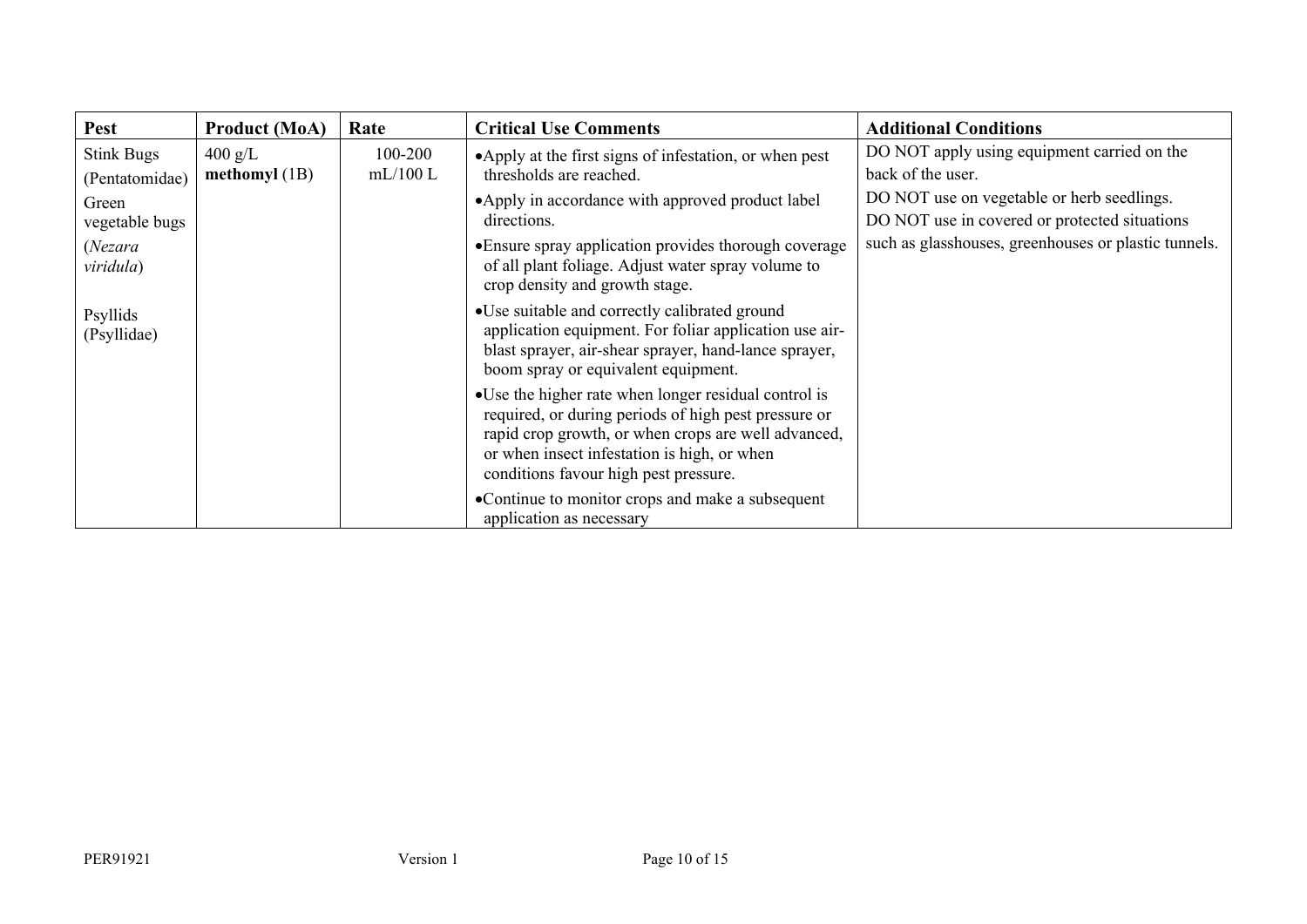| Pest | Product (MoA) | Rate | Critical Use Comments | Additional Conditions |
|---|---|---|---|---|
| Stink Bugs (Pentatomidae)<br>Green vegetable bugs (*Nezara viridula*)<br><br>Psyllids (Psyllidae) | 400 g/L **methomyl** (1B) | 100-200 mL/100 L | • Apply at the first signs of infestation, or when pest thresholds are reached.<br>• Apply in accordance with approved product label directions.<br>• Ensure spray application provides thorough coverage of all plant foliage. Adjust water spray volume to crop density and growth stage.<br>• Use suitable and correctly calibrated ground application equipment. For foliar application use air-blast sprayer, air-shear sprayer, hand-lance sprayer, boom spray or equivalent equipment.<br>• Use the higher rate when longer residual control is required, or during periods of high pest pressure or rapid crop growth, or when crops are well advanced, or when insect infestation is high, or when conditions favour high pest pressure.<br>• Continue to monitor crops and make a subsequent application as necessary | DO NOT apply using equipment carried on the back of the user.<br>DO NOT use on vegetable or herb seedlings.<br>DO NOT use in covered or protected situations such as glasshouses, greenhouses or plastic tunnels. |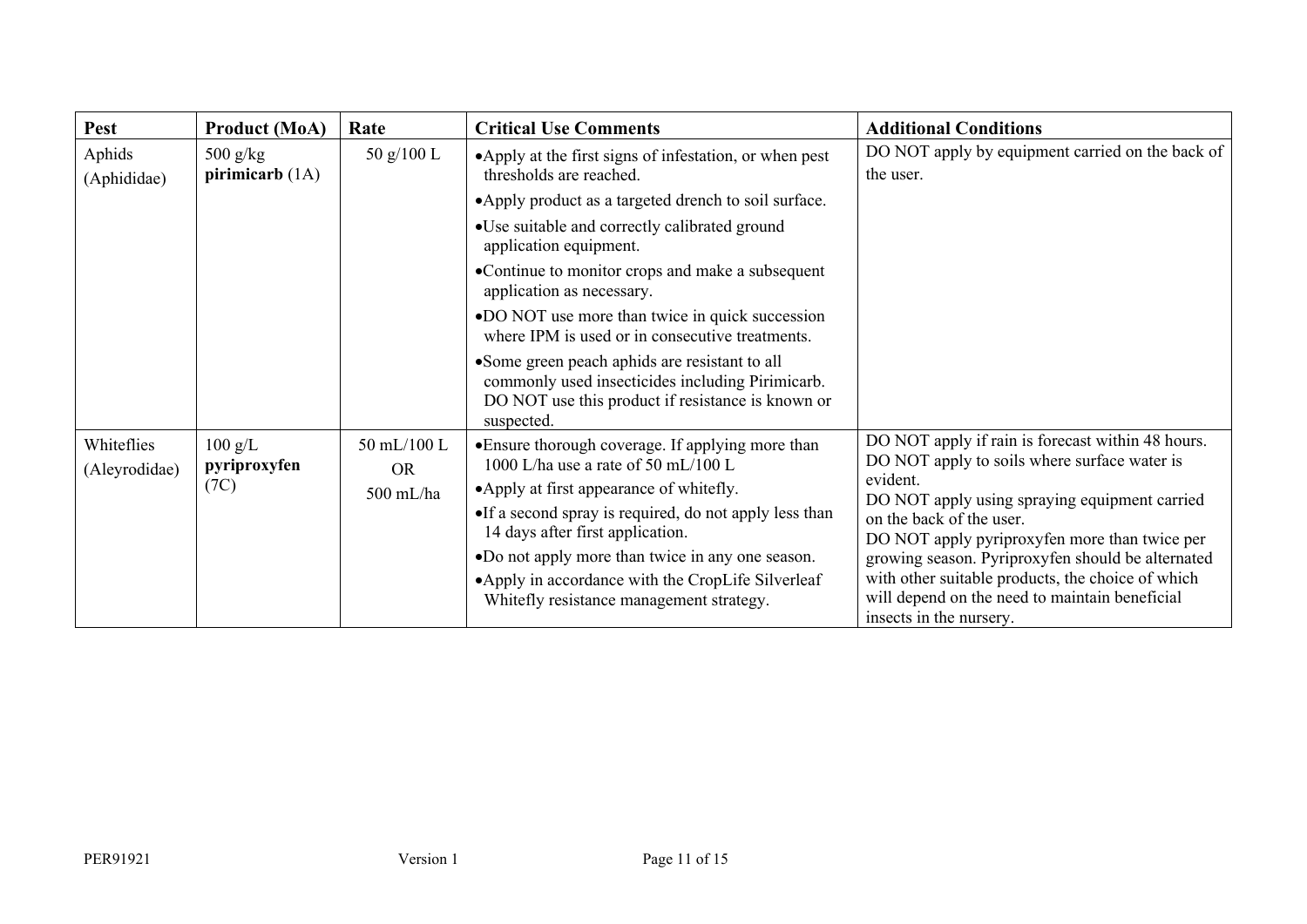| Pest | Product (MoA) | Rate | Critical Use Comments | Additional Conditions |
|---|---|---|---|---|
| Aphids (Aphididae) | 500 g/kg **pirimicarb** (1A) | 50 g/100 L | •Apply at the first signs of infestation, or when pest thresholds are reached.<br>•Apply product as a targeted drench to soil surface.<br>•Use suitable and correctly calibrated ground application equipment.<br>•Continue to monitor crops and make a subsequent application as necessary.<br>•DO NOT use more than twice in quick succession where IPM is used or in consecutive treatments.<br>•Some green peach aphids are resistant to all commonly used insecticides including Pirimicarb. DO NOT use this product if resistance is known or suspected. | DO NOT apply by equipment carried on the back of the user. |
| Whiteflies (Aleyrodidae) | 100 g/L **pyriproxyfen** (7C) | 50 mL/100 L OR 500 mL/ha | •Ensure thorough coverage. If applying more than 1000 L/ha use a rate of 50 mL/100 L<br>•Apply at first appearance of whitefly.<br>•If a second spray is required, do not apply less than 14 days after first application.<br>•Do not apply more than twice in any one season.<br>•Apply in accordance with the CropLife Silverleaf Whitefly resistance management strategy. | DO NOT apply if rain is forecast within 48 hours. DO NOT apply to soils where surface water is evident.<br>DO NOT apply using spraying equipment carried on the back of the user.<br>DO NOT apply pyriproxyfen more than twice per growing season. Pyriproxyfen should be alternated with other suitable products, the choice of which will depend on the need to maintain beneficial insects in the nursery. |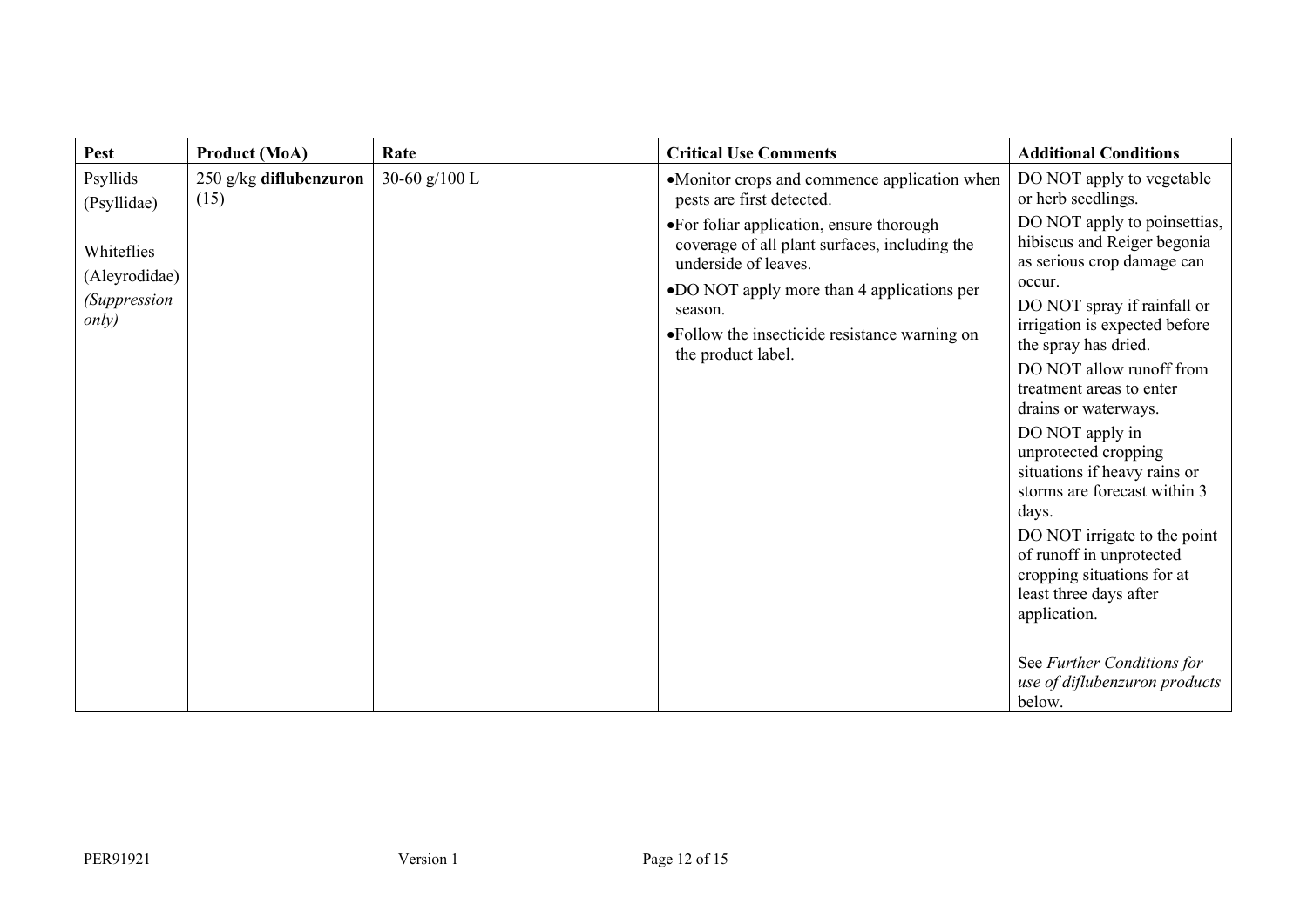| Pest | Product (MoA) | Rate | Critical Use Comments | Additional Conditions |
|---|---|---|---|---|
| Psyllids (Psyllidae)<br><br>Whiteflies (Aleyrodidae)<br>*(Suppression only)* | 250 g/kg **diflubenzuron** (15) | 30-60 g/100 L | •Monitor crops and commence application when pests are first detected.<br>•For foliar application, ensure thorough coverage of all plant surfaces, including the underside of leaves.<br>•DO NOT apply more than 4 applications per season.<br>•Follow the insecticide resistance warning on the product label. | DO NOT apply to vegetable or herb seedlings.<br>DO NOT apply to poinsettias, hibiscus and Reiger begonia as serious crop damage can occur.<br>DO NOT spray if rainfall or irrigation is expected before the spray has dried.<br>DO NOT allow runoff from treatment areas to enter drains or waterways.<br>DO NOT apply in unprotected cropping situations if heavy rains or storms are forecast within 3 days.<br>DO NOT irrigate to the point of runoff in unprotected cropping situations for at least three days after application.<br><br>See *Further Conditions for use of diflubenzuron products* below. |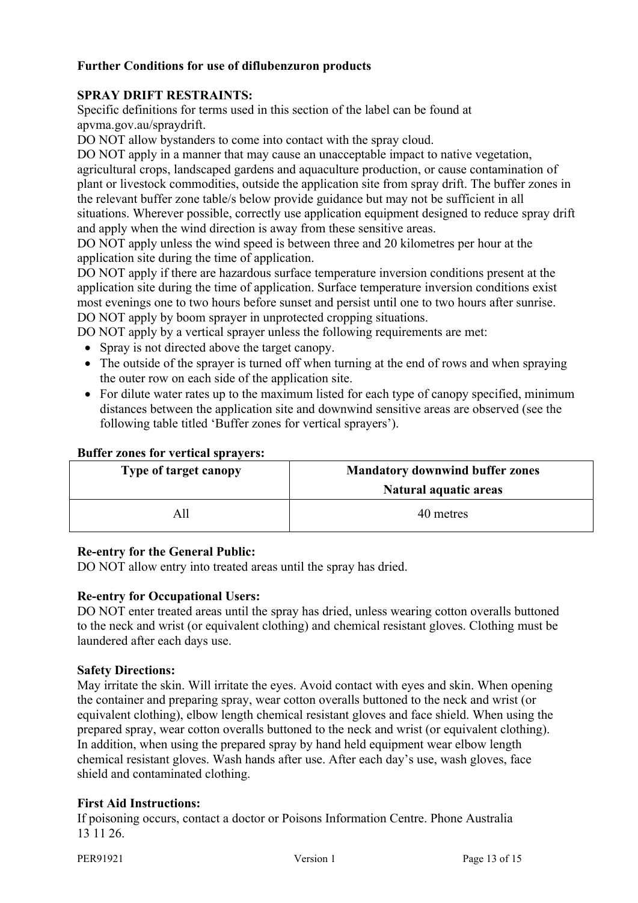**Further Conditions for use of diflubenzuron products**

**SPRAY DRIFT RESTRAINTS:**

Specific definitions for terms used in this section of the label can be found at apvma.gov.au/spraydrift.

DO NOT allow bystanders to come into contact with the spray cloud.

DO NOT apply in a manner that may cause an unacceptable impact to native vegetation, agricultural crops, landscaped gardens and aquaculture production, or cause contamination of plant or livestock commodities, outside the application site from spray drift. The buffer zones in the relevant buffer zone table/s below provide guidance but may not be sufficient in all situations. Wherever possible, correctly use application equipment designed to reduce spray drift and apply when the wind direction is away from these sensitive areas.

DO NOT apply unless the wind speed is between three and 20 kilometres per hour at the application site during the time of application.

DO NOT apply if there are hazardous surface temperature inversion conditions present at the application site during the time of application. Surface temperature inversion conditions exist most evenings one to two hours before sunset and persist until one to two hours after sunrise.

DO NOT apply by boom sprayer in unprotected cropping situations.

DO NOT apply by a vertical sprayer unless the following requirements are met:

- Spray is not directed above the target canopy.
- The outside of the sprayer is turned off when turning at the end of rows and when spraying the outer row on each side of the application site.
- For dilute water rates up to the maximum listed for each type of canopy specified, minimum distances between the application site and downwind sensitive areas are observed (see the following table titled 'Buffer zones for vertical sprayers').

**Buffer zones for vertical sprayers:**

| Type of target canopy | Mandatory downwind buffer zones<br>Natural aquatic areas |
|---|---|
| All | 40 metres |

**Re-entry for the General Public:**

DO NOT allow entry into treated areas until the spray has dried.

**Re-entry for Occupational Users:**

DO NOT enter treated areas until the spray has dried, unless wearing cotton overalls buttoned to the neck and wrist (or equivalent clothing) and chemical resistant gloves. Clothing must be laundered after each days use.

**Safety Directions:**

May irritate the skin. Will irritate the eyes. Avoid contact with eyes and skin. When opening the container and preparing spray, wear cotton overalls buttoned to the neck and wrist (or equivalent clothing), elbow length chemical resistant gloves and face shield. When using the prepared spray, wear cotton overalls buttoned to the neck and wrist (or equivalent clothing). In addition, when using the prepared spray by hand held equipment wear elbow length chemical resistant gloves. Wash hands after use. After each day's use, wash gloves, face shield and contaminated clothing.

**First Aid Instructions:**

If poisoning occurs, contact a doctor or Poisons Information Centre. Phone Australia 13 11 26.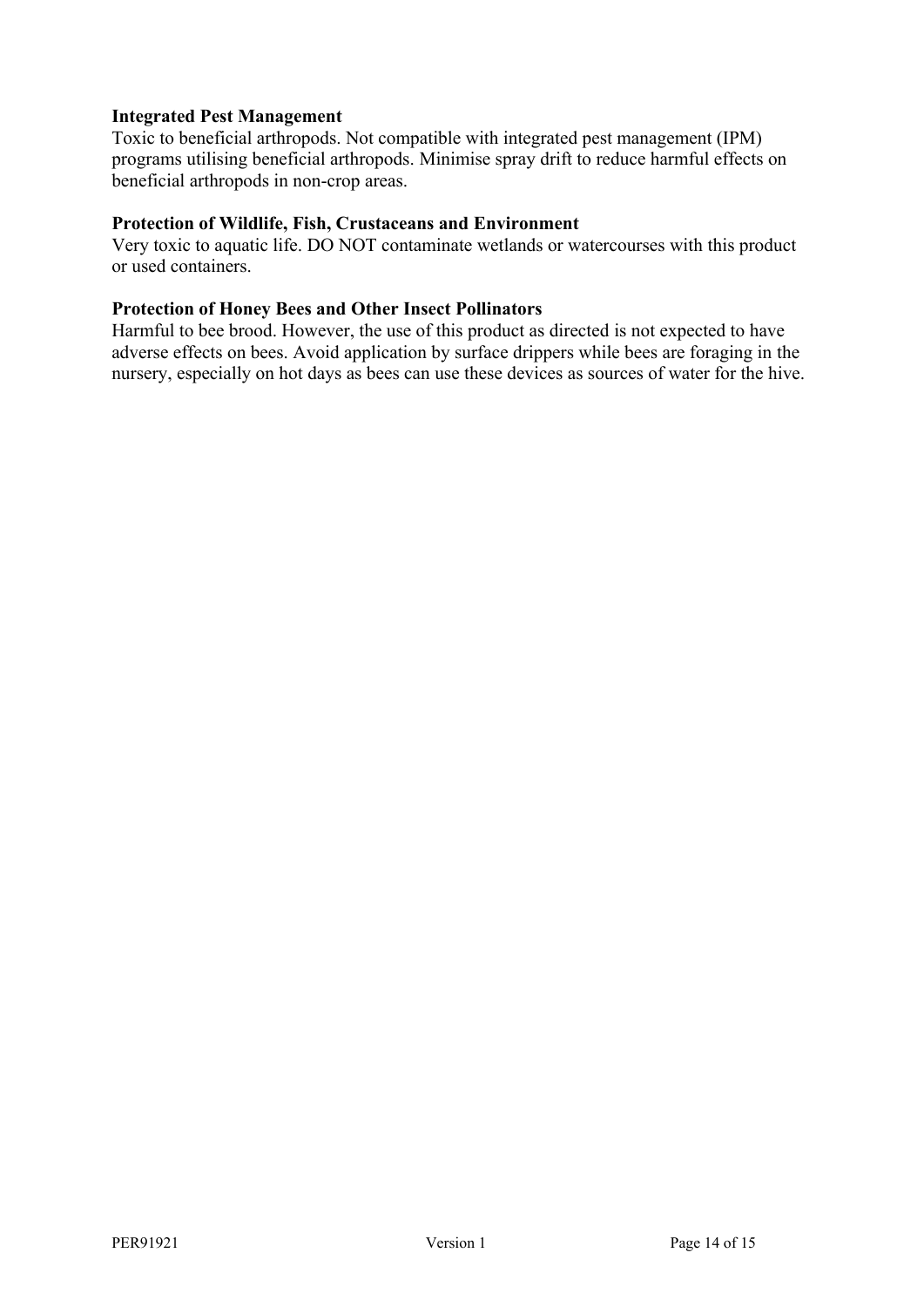**Integrated Pest Management**

Toxic to beneficial arthropods. Not compatible with integrated pest management (IPM) programs utilising beneficial arthropods. Minimise spray drift to reduce harmful effects on beneficial arthropods in non-crop areas.

**Protection of Wildlife, Fish, Crustaceans and Environment**

Very toxic to aquatic life. DO NOT contaminate wetlands or watercourses with this product or used containers.

**Protection of Honey Bees and Other Insect Pollinators**

Harmful to bee brood. However, the use of this product as directed is not expected to have adverse effects on bees. Avoid application by surface drippers while bees are foraging in the nursery, especially on hot days as bees can use these devices as sources of water for the hive.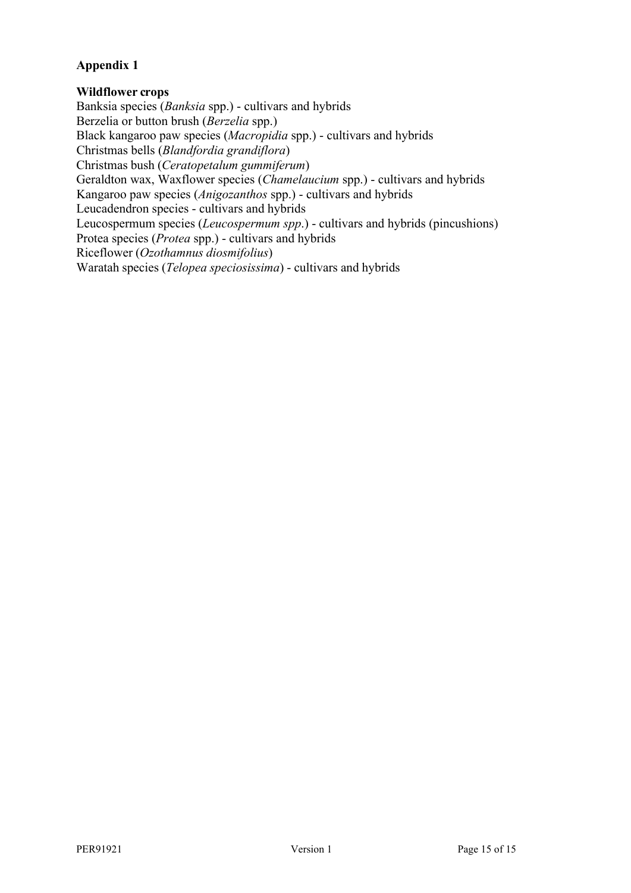**Appendix 1**

**Wildflower crops**

Banksia species (*Banksia* spp.) - cultivars and hybrids
Berzelia or button brush (*Berzelia* spp.)
Black kangaroo paw species (*Macropidia* spp.) - cultivars and hybrids
Christmas bells (*Blandfordia grandiflora*)
Christmas bush (*Ceratopetalum gummiferum*)
Geraldton wax, Waxflower species (*Chamelaucium* spp.) - cultivars and hybrids
Kangaroo paw species (*Anigozanthos* spp.) - cultivars and hybrids
Leucadendron species - cultivars and hybrids
Leucospermum species (*Leucospermum spp*.) - cultivars and hybrids (pincushions)
Protea species (*Protea* spp.) - cultivars and hybrids
Riceflower (*Ozothamnus diosmifolius*)
Waratah species (*Telopea speciosissima*) - cultivars and hybrids